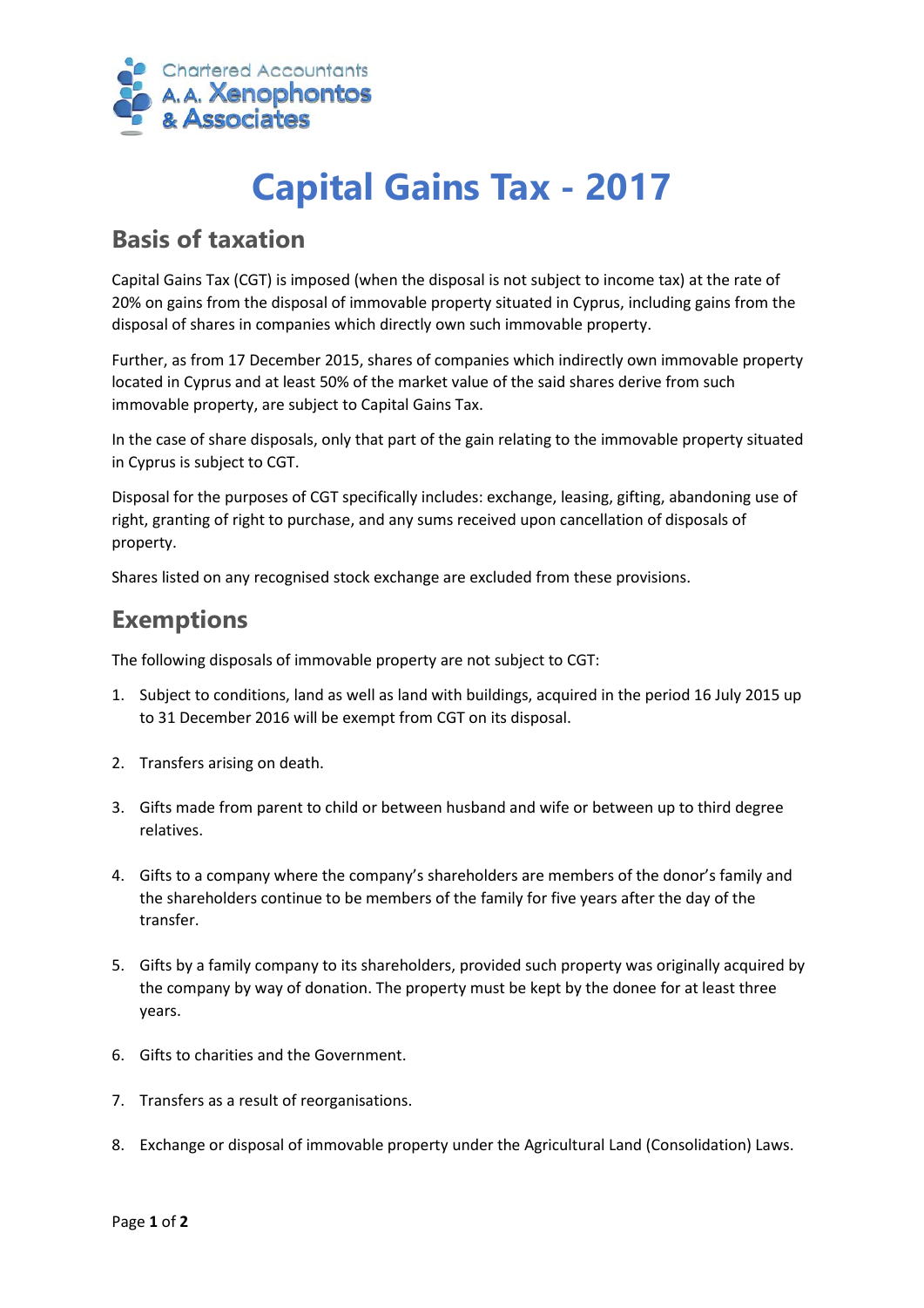Chartered Accountants
A.A. Xenophontos
& Associates

# Capital Gains Tax - 2017

## Basis of taxation

Capital Gains Tax (CGT) is imposed (when the disposal is not subject to income tax) at the rate of 20% on gains from the disposal of immovable property situated in Cyprus, including gains from the disposal of shares in companies which directly own such immovable property.

Further, as from 17 December 2015, shares of companies which indirectly own immovable property located in Cyprus and at least 50% of the market value of the said shares derive from such immovable property, are subject to Capital Gains Tax.

In the case of share disposals, only that part of the gain relating to the immovable property situated in Cyprus is subject to CGT.

Disposal for the purposes of CGT specifically includes: exchange, leasing, gifting, abandoning use of right, granting of right to purchase, and any sums received upon cancellation of disposals of property.

Shares listed on any recognised stock exchange are excluded from these provisions.

## Exemptions

The following disposals of immovable property are not subject to CGT:

1. Subject to conditions, land as well as land with buildings, acquired in the period 16 July 2015 up to 31 December 2016 will be exempt from CGT on its disposal.

2. Transfers arising on death.

3. Gifts made from parent to child or between husband and wife or between up to third degree relatives.

4. Gifts to a company where the company's shareholders are members of the donor's family and the shareholders continue to be members of the family for five years after the day of the transfer.

5. Gifts by a family company to its shareholders, provided such property was originally acquired by the company by way of donation. The property must be kept by the donee for at least three years.

6. Gifts to charities and the Government.

7. Transfers as a result of reorganisations.

8. Exchange or disposal of immovable property under the Agricultural Land (Consolidation) Laws.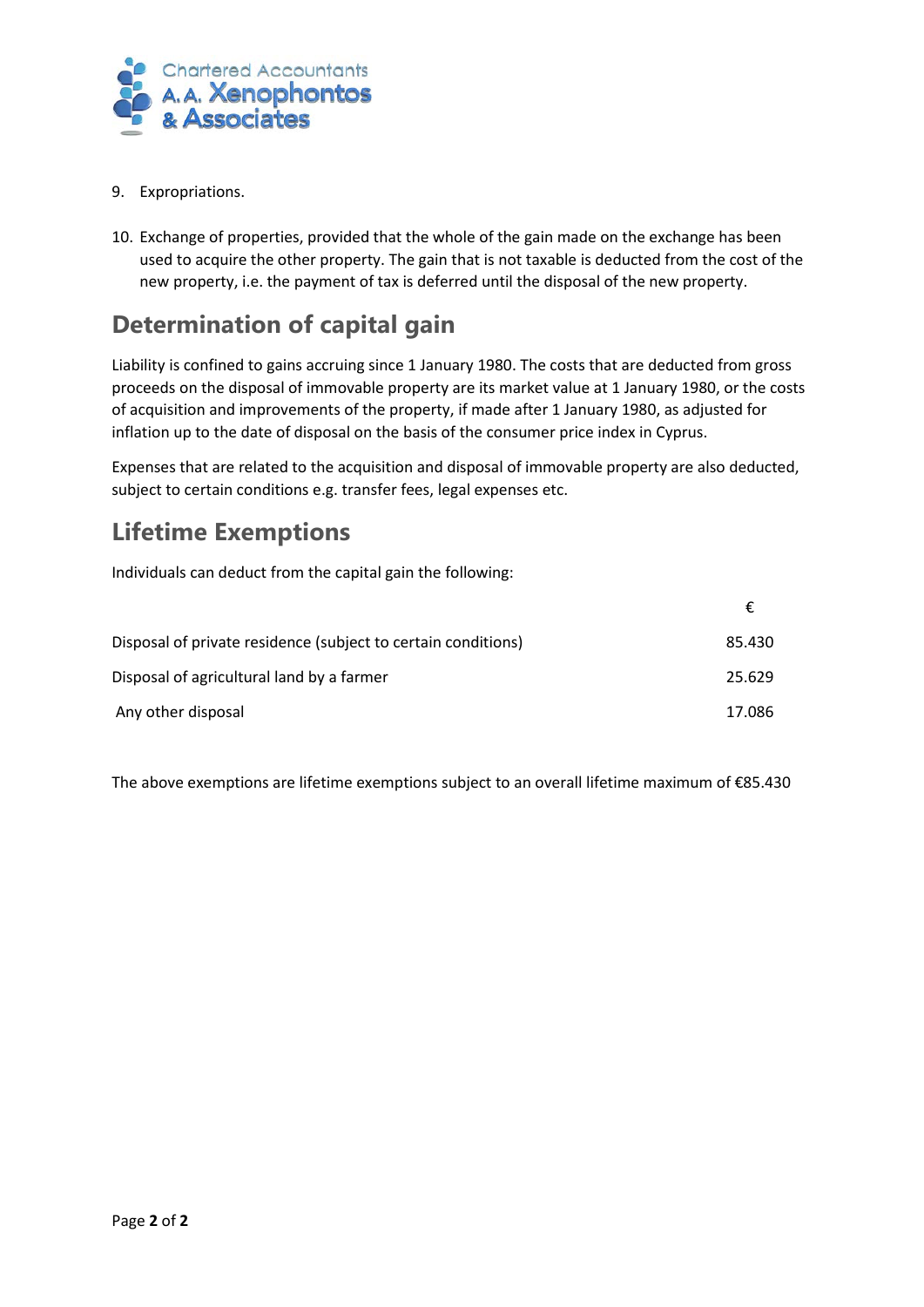9. Expropriations.

10. Exchange of properties, provided that the whole of the gain made on the exchange has been used to acquire the other property. The gain that is not taxable is deducted from the cost of the new property, i.e. the payment of tax is deferred until the disposal of the new property.

## Determination of capital gain

Liability is confined to gains accruing since 1 January 1980. The costs that are deducted from gross proceeds on the disposal of immovable property are its market value at 1 January 1980, or the costs of acquisition and improvements of the property, if made after 1 January 1980, as adjusted for inflation up to the date of disposal on the basis of the consumer price index in Cyprus.

Expenses that are related to the acquisition and disposal of immovable property are also deducted, subject to certain conditions e.g. transfer fees, legal expenses etc.

## Lifetime Exemptions

Individuals can deduct from the capital gain the following:

| | € |
|---|---|
| Disposal of private residence (subject to certain conditions) | 85.430 |
| Disposal of agricultural land by a farmer | 25.629 |
| Any other disposal | 17.086 |

The above exemptions are lifetime exemptions subject to an overall lifetime maximum of €85.430